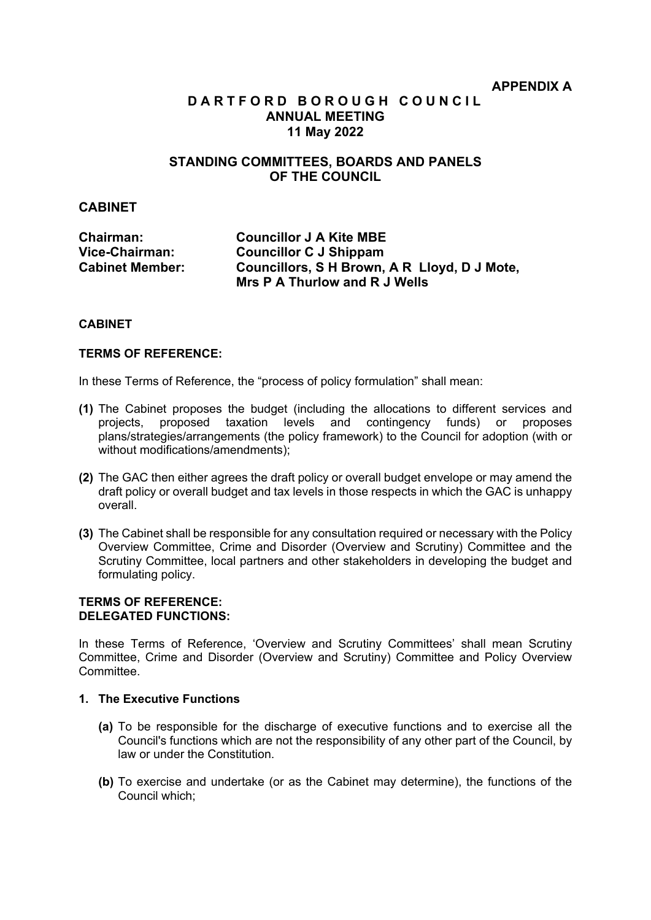**APPENDIX A**

# DARTFORD BOROUGH COUNCIL
## ANNUAL MEETING
## 11 May 2022

## STANDING COMMITTEES, BOARDS AND PANELS OF THE COUNCIL

## CABINET

**Chairman:** **Councillor J A Kite MBE**
**Vice-Chairman:** **Councillor C J Shippam**
**Cabinet Member:** **Councillors, S H Brown, A R Lloyd, D J Mote, Mrs P A Thurlow and R J Wells**

**CABINET**

**TERMS OF REFERENCE:**

In these Terms of Reference, the "process of policy formulation" shall mean:

**(1)** The Cabinet proposes the budget (including the allocations to different services and projects, proposed taxation levels and contingency funds) or proposes plans/strategies/arrangements (the policy framework) to the Council for adoption (with or without modifications/amendments);

**(2)** The GAC then either agrees the draft policy or overall budget envelope or may amend the draft policy or overall budget and tax levels in those respects in which the GAC is unhappy overall.

**(3)** The Cabinet shall be responsible for any consultation required or necessary with the Policy Overview Committee, Crime and Disorder (Overview and Scrutiny) Committee and the Scrutiny Committee, local partners and other stakeholders in developing the budget and formulating policy.

**TERMS OF REFERENCE:**
**DELEGATED FUNCTIONS:**

In these Terms of Reference, 'Overview and Scrutiny Committees' shall mean Scrutiny Committee, Crime and Disorder (Overview and Scrutiny) Committee and Policy Overview Committee.

**1. The Executive Functions**

**(a)** To be responsible for the discharge of executive functions and to exercise all the Council's functions which are not the responsibility of any other part of the Council, by law or under the Constitution.

**(b)** To exercise and undertake (or as the Cabinet may determine), the functions of the Council which;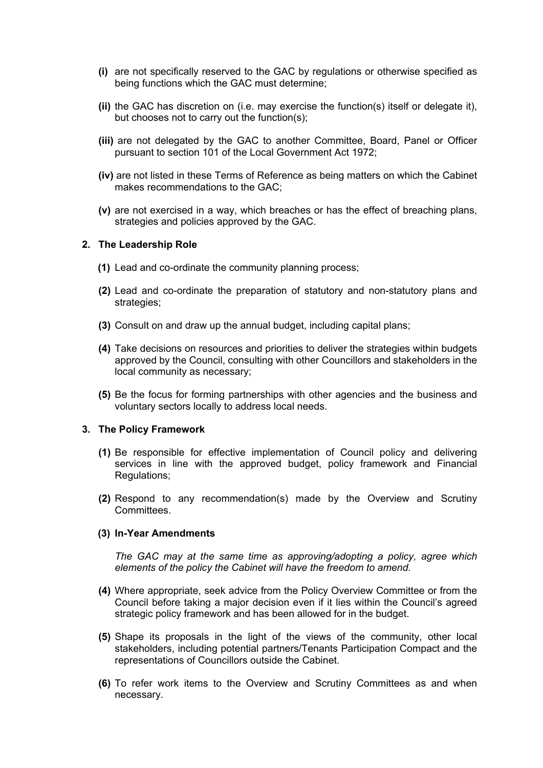- **(i)** are not specifically reserved to the GAC by regulations or otherwise specified as being functions which the GAC must determine;

- **(ii)** the GAC has discretion on (i.e. may exercise the function(s) itself or delegate it), but chooses not to carry out the function(s);

- **(iii)** are not delegated by the GAC to another Committee, Board, Panel or Officer pursuant to section 101 of the Local Government Act 1972;

- **(iv)** are not listed in these Terms of Reference as being matters on which the Cabinet makes recommendations to the GAC;

- **(v)** are not exercised in a way, which breaches or has the effect of breaching plans, strategies and policies approved by the GAC.

### 2. The Leadership Role

- **(1)** Lead and co-ordinate the community planning process;

- **(2)** Lead and co-ordinate the preparation of statutory and non-statutory plans and strategies;

- **(3)** Consult on and draw up the annual budget, including capital plans;

- **(4)** Take decisions on resources and priorities to deliver the strategies within budgets approved by the Council, consulting with other Councillors and stakeholders in the local community as necessary;

- **(5)** Be the focus for forming partnerships with other agencies and the business and voluntary sectors locally to address local needs.

### 3. The Policy Framework

- **(1)** Be responsible for effective implementation of Council policy and delivering services in line with the approved budget, policy framework and Financial Regulations;

- **(2)** Respond to any recommendation(s) made by the Overview and Scrutiny Committees.

- **(3) In-Year Amendments**

  *The GAC may at the same time as approving/adopting a policy, agree which elements of the policy the Cabinet will have the freedom to amend.*

- **(4)** Where appropriate, seek advice from the Policy Overview Committee or from the Council before taking a major decision even if it lies within the Council's agreed strategic policy framework and has been allowed for in the budget.

- **(5)** Shape its proposals in the light of the views of the community, other local stakeholders, including potential partners/Tenants Participation Compact and the representations of Councillors outside the Cabinet.

- **(6)** To refer work items to the Overview and Scrutiny Committees as and when necessary.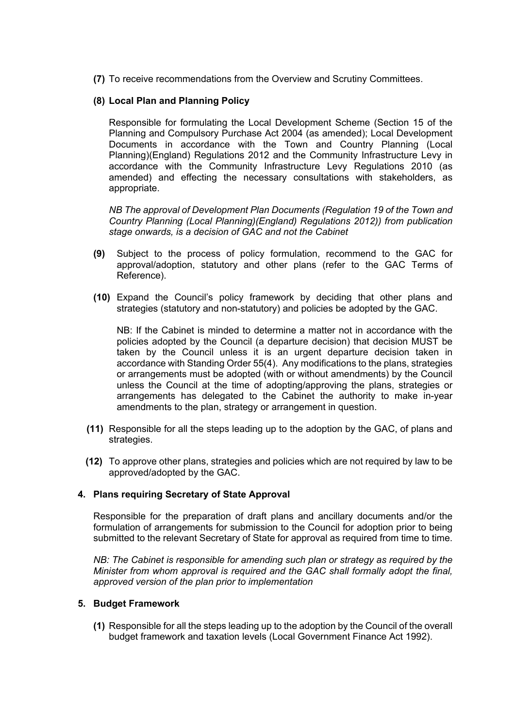**(7)** To receive recommendations from the Overview and Scrutiny Committees.

**(8) Local Plan and Planning Policy**

Responsible for formulating the Local Development Scheme (Section 15 of the Planning and Compulsory Purchase Act 2004 (as amended); Local Development Documents in accordance with the Town and Country Planning (Local Planning)(England) Regulations 2012 and the Community Infrastructure Levy in accordance with the Community Infrastructure Levy Regulations 2010 (as amended) and effecting the necessary consultations with stakeholders, as appropriate.

*NB The approval of Development Plan Documents (Regulation 19 of the Town and Country Planning (Local Planning)(England) Regulations 2012)) from publication stage onwards, is a decision of GAC and not the Cabinet*

**(9)** Subject to the process of policy formulation, recommend to the GAC for approval/adoption, statutory and other plans (refer to the GAC Terms of Reference).

**(10)** Expand the Council's policy framework by deciding that other plans and strategies (statutory and non-statutory) and policies be adopted by the GAC.

NB: If the Cabinet is minded to determine a matter not in accordance with the policies adopted by the Council (a departure decision) that decision MUST be taken by the Council unless it is an urgent departure decision taken in accordance with Standing Order 55(4). Any modifications to the plans, strategies or arrangements must be adopted (with or without amendments) by the Council unless the Council at the time of adopting/approving the plans, strategies or arrangements has delegated to the Cabinet the authority to make in-year amendments to the plan, strategy or arrangement in question.

**(11)** Responsible for all the steps leading up to the adoption by the GAC, of plans and strategies.

**(12)** To approve other plans, strategies and policies which are not required by law to be approved/adopted by the GAC.

**4. Plans requiring Secretary of State Approval**

Responsible for the preparation of draft plans and ancillary documents and/or the formulation of arrangements for submission to the Council for adoption prior to being submitted to the relevant Secretary of State for approval as required from time to time.

*NB: The Cabinet is responsible for amending such plan or strategy as required by the Minister from whom approval is required and the GAC shall formally adopt the final, approved version of the plan prior to implementation*

**5. Budget Framework**

**(1)** Responsible for all the steps leading up to the adoption by the Council of the overall budget framework and taxation levels (Local Government Finance Act 1992).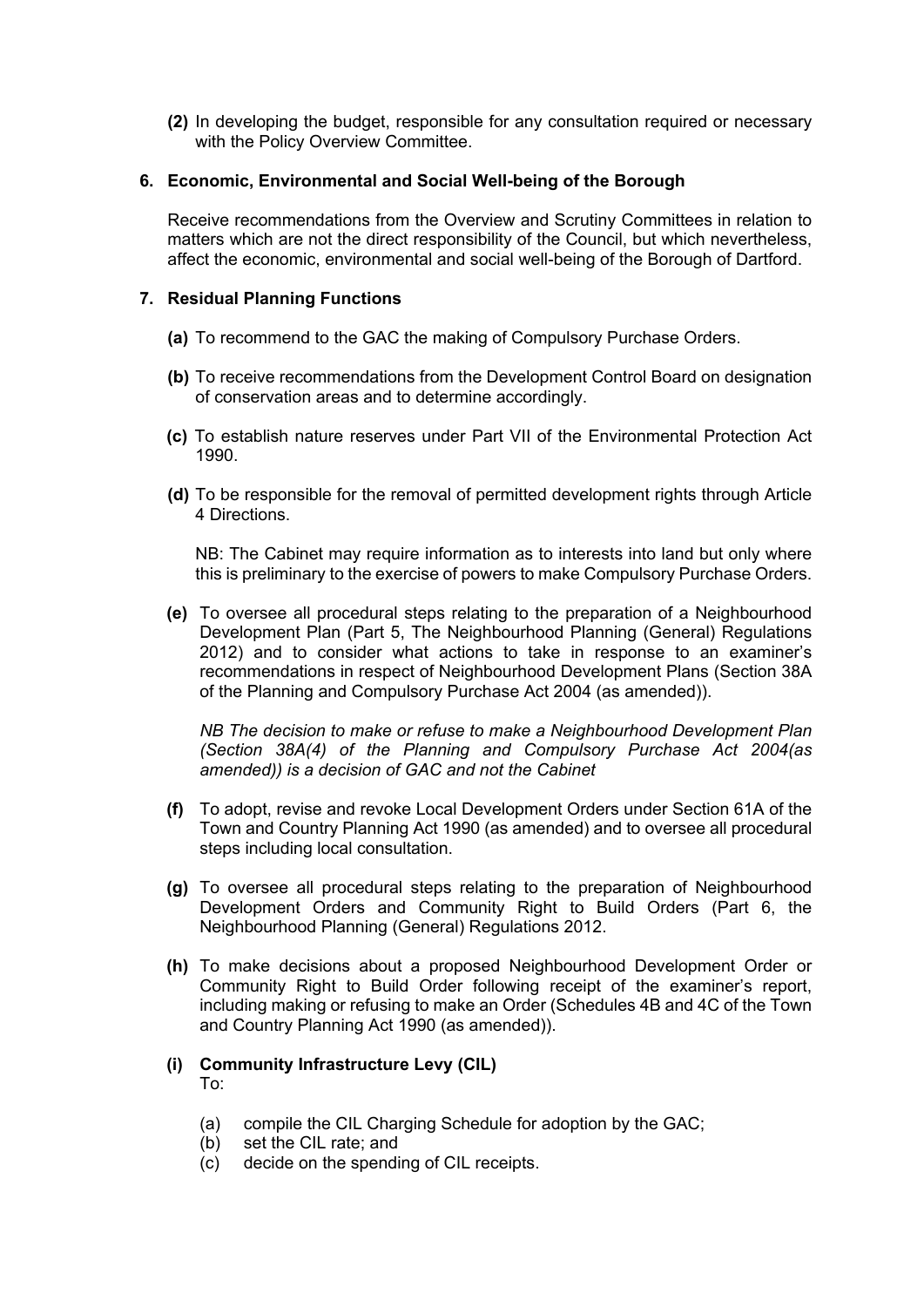**(2)** In developing the budget, responsible for any consultation required or necessary with the Policy Overview Committee.

## 6. Economic, Environmental and Social Well-being of the Borough

Receive recommendations from the Overview and Scrutiny Committees in relation to matters which are not the direct responsibility of the Council, but which nevertheless, affect the economic, environmental and social well-being of the Borough of Dartford.

## 7. Residual Planning Functions

**(a)** To recommend to the GAC the making of Compulsory Purchase Orders.

**(b)** To receive recommendations from the Development Control Board on designation of conservation areas and to determine accordingly.

**(c)** To establish nature reserves under Part VII of the Environmental Protection Act 1990.

**(d)** To be responsible for the removal of permitted development rights through Article 4 Directions.

NB: The Cabinet may require information as to interests into land but only where this is preliminary to the exercise of powers to make Compulsory Purchase Orders.

**(e)** To oversee all procedural steps relating to the preparation of a Neighbourhood Development Plan (Part 5, The Neighbourhood Planning (General) Regulations 2012) and to consider what actions to take in response to an examiner's recommendations in respect of Neighbourhood Development Plans (Section 38A of the Planning and Compulsory Purchase Act 2004 (as amended)).

*NB The decision to make or refuse to make a Neighbourhood Development Plan (Section 38A(4) of the Planning and Compulsory Purchase Act 2004(as amended)) is a decision of GAC and not the Cabinet*

**(f)** To adopt, revise and revoke Local Development Orders under Section 61A of the Town and Country Planning Act 1990 (as amended) and to oversee all procedural steps including local consultation.

**(g)** To oversee all procedural steps relating to the preparation of Neighbourhood Development Orders and Community Right to Build Orders (Part 6, the Neighbourhood Planning (General) Regulations 2012.

**(h)** To make decisions about a proposed Neighbourhood Development Order or Community Right to Build Order following receipt of the examiner's report, including making or refusing to make an Order (Schedules 4B and 4C of the Town and Country Planning Act 1990 (as amended)).

**(i) Community Infrastructure Levy (CIL)**
To:

(a) compile the CIL Charging Schedule for adoption by the GAC;
(b) set the CIL rate; and
(c) decide on the spending of CIL receipts.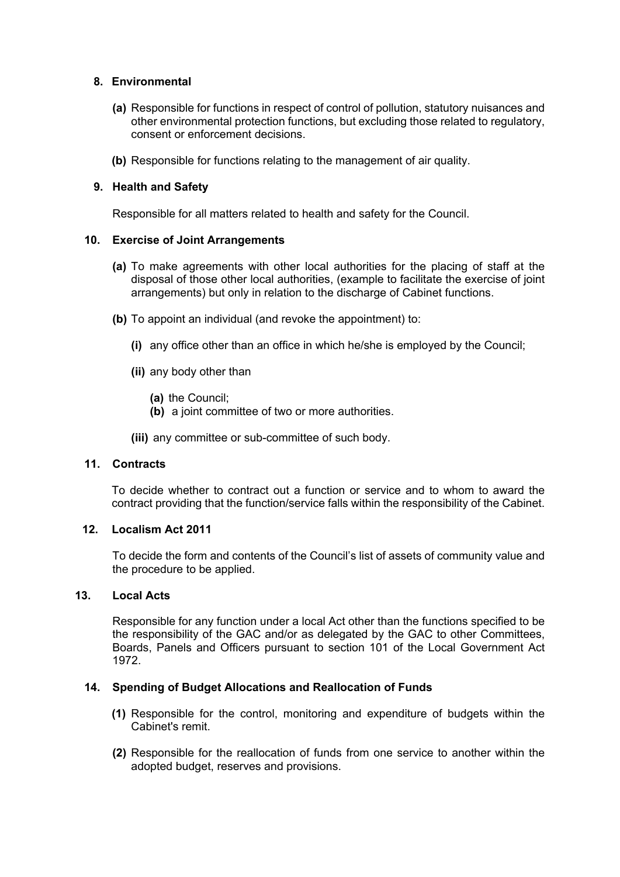### 8. Environmental

**(a)** Responsible for functions in respect of control of pollution, statutory nuisances and other environmental protection functions, but excluding those related to regulatory, consent or enforcement decisions.

**(b)** Responsible for functions relating to the management of air quality.

### 9. Health and Safety

Responsible for all matters related to health and safety for the Council.

### 10. Exercise of Joint Arrangements

**(a)** To make agreements with other local authorities for the placing of staff at the disposal of those other local authorities, (example to facilitate the exercise of joint arrangements) but only in relation to the discharge of Cabinet functions.

**(b)** To appoint an individual (and revoke the appointment) to:

- **(i)** any office other than an office in which he/she is employed by the Council;
- **(ii)** any body other than
  - **(a)** the Council;
  - **(b)** a joint committee of two or more authorities.
- **(iii)** any committee or sub-committee of such body.

### 11. Contracts

To decide whether to contract out a function or service and to whom to award the contract providing that the function/service falls within the responsibility of the Cabinet.

### 12. Localism Act 2011

To decide the form and contents of the Council's list of assets of community value and the procedure to be applied.

### 13. Local Acts

Responsible for any function under a local Act other than the functions specified to be the responsibility of the GAC and/or as delegated by the GAC to other Committees, Boards, Panels and Officers pursuant to section 101 of the Local Government Act 1972.

### 14. Spending of Budget Allocations and Reallocation of Funds

**(1)** Responsible for the control, monitoring and expenditure of budgets within the Cabinet's remit.

**(2)** Responsible for the reallocation of funds from one service to another within the adopted budget, reserves and provisions.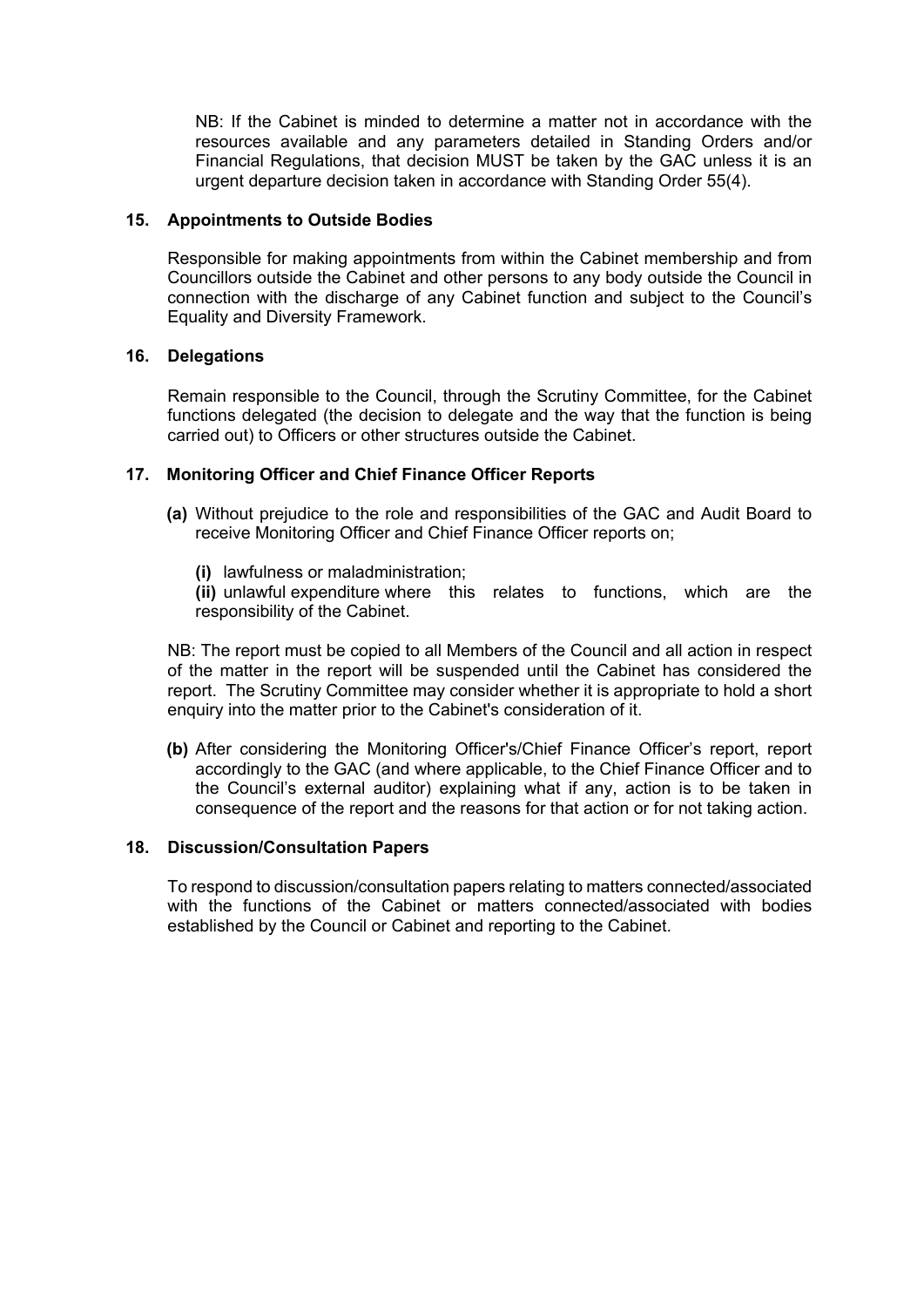NB: If the Cabinet is minded to determine a matter not in accordance with the resources available and any parameters detailed in Standing Orders and/or Financial Regulations, that decision MUST be taken by the GAC unless it is an urgent departure decision taken in accordance with Standing Order 55(4).

### 15. Appointments to Outside Bodies

Responsible for making appointments from within the Cabinet membership and from Councillors outside the Cabinet and other persons to any body outside the Council in connection with the discharge of any Cabinet function and subject to the Council's Equality and Diversity Framework.

### 16. Delegations

Remain responsible to the Council, through the Scrutiny Committee, for the Cabinet functions delegated (the decision to delegate and the way that the function is being carried out) to Officers or other structures outside the Cabinet.

### 17. Monitoring Officer and Chief Finance Officer Reports

**(a)** Without prejudice to the role and responsibilities of the GAC and Audit Board to receive Monitoring Officer and Chief Finance Officer reports on;

**(i)** lawfulness or maladministration;
**(ii)** unlawful expenditure where this relates to functions, which are the responsibility of the Cabinet.

NB: The report must be copied to all Members of the Council and all action in respect of the matter in the report will be suspended until the Cabinet has considered the report. The Scrutiny Committee may consider whether it is appropriate to hold a short enquiry into the matter prior to the Cabinet's consideration of it.

**(b)** After considering the Monitoring Officer's/Chief Finance Officer's report, report accordingly to the GAC (and where applicable, to the Chief Finance Officer and to the Council's external auditor) explaining what if any, action is to be taken in consequence of the report and the reasons for that action or for not taking action.

### 18. Discussion/Consultation Papers

To respond to discussion/consultation papers relating to matters connected/associated with the functions of the Cabinet or matters connected/associated with bodies established by the Council or Cabinet and reporting to the Cabinet.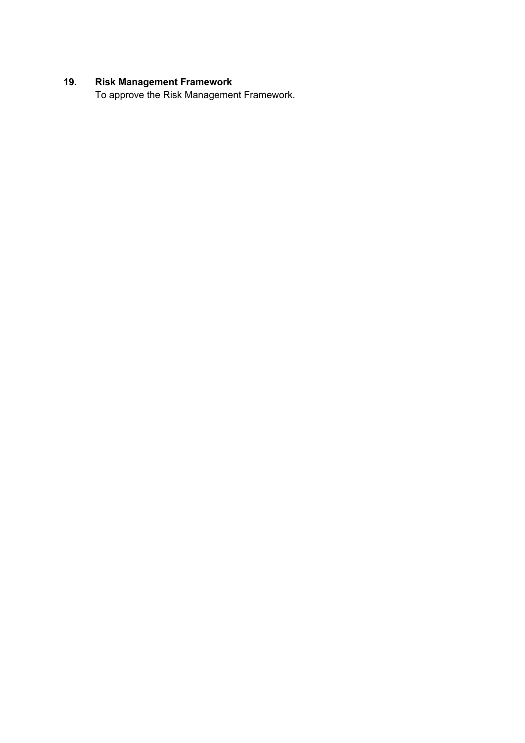**19. Risk Management Framework**

To approve the Risk Management Framework.